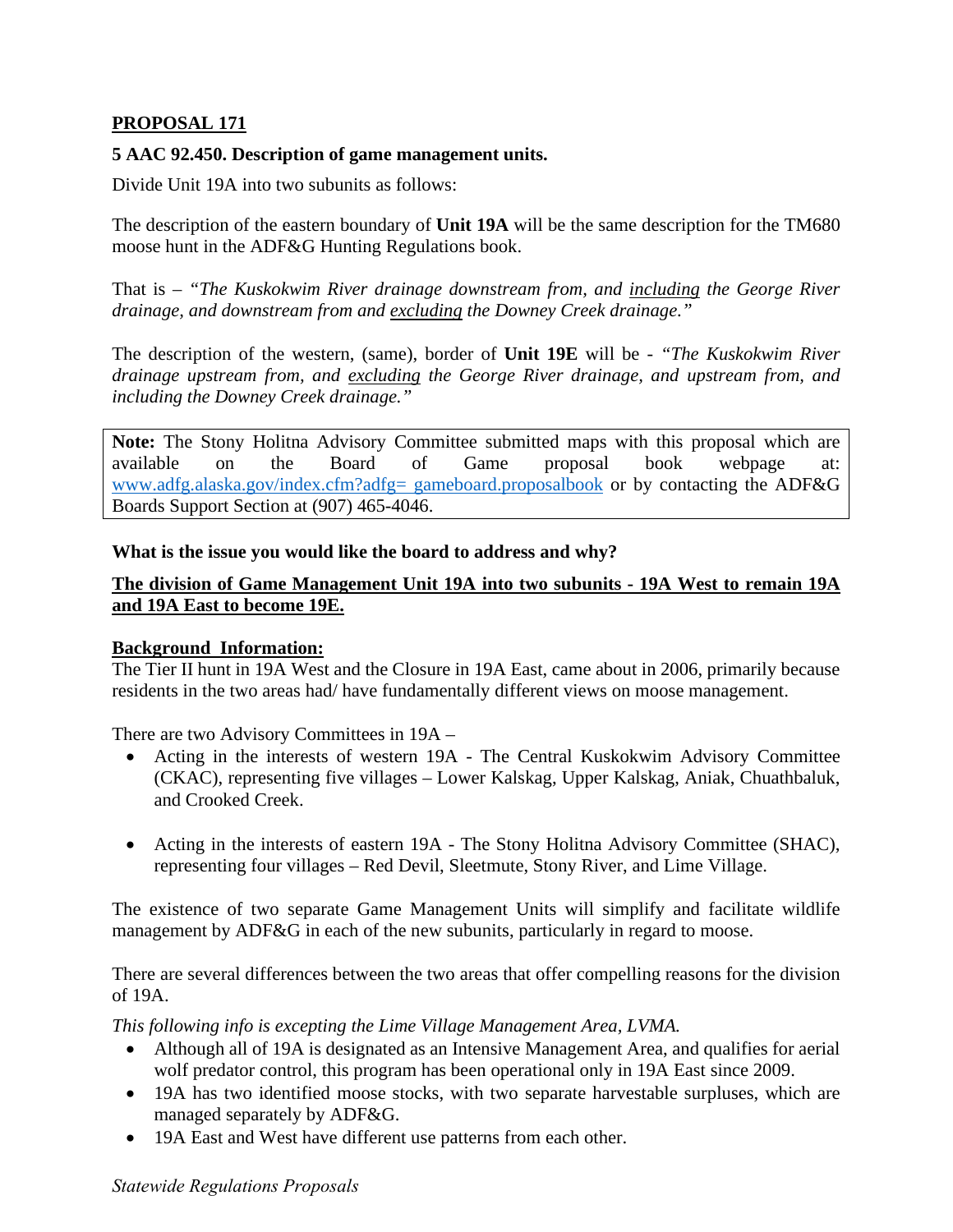**PROPOSAL 171**

**5 AAC 92.450. Description of game management units.**

Divide Unit 19A into two subunits as follows:

The description of the eastern boundary of **Unit 19A** will be the same description for the TM680 moose hunt in the ADF&G Hunting Regulations book.

That is – "*The Kuskokwim River drainage downstream from, and <u>including</u> the George River drainage, and downstream from and <u>excluding</u> the Downey Creek drainage.*"

The description of the western, (same), border of **Unit 19E** will be - "*The Kuskokwim River drainage upstream from, and <u>excluding</u> the George River drainage, and upstream from, and including the Downey Creek drainage.*"

> **Note:** The Stony Holitna Advisory Committee submitted maps with this proposal which are available on the Board of Game proposal book webpage at: www.adfg.alaska.gov/index.cfm?adfg= gameboard.proposalbook or by contacting the ADF&G Boards Support Section at (907) 465-4046.

**What is the issue you would like the board to address and why?**

**<u>The division of Game Management Unit 19A into two subunits - 19A West to remain 19A and 19A East to become 19E.</u>**

**<u>Background Information:</u>**

The Tier II hunt in 19A West and the Closure in 19A East, came about in 2006, primarily because residents in the two areas had/ have fundamentally different views on moose management.

There are two Advisory Committees in 19A –

- Acting in the interests of western 19A - The Central Kuskokwim Advisory Committee (CKAC), representing five villages – Lower Kalskag, Upper Kalskag, Aniak, Chuathbaluk, and Crooked Creek.

- Acting in the interests of eastern 19A - The Stony Holitna Advisory Committee (SHAC), representing four villages – Red Devil, Sleetmute, Stony River, and Lime Village.

The existence of two separate Game Management Units will simplify and facilitate wildlife management by ADF&G in each of the new subunits, particularly in regard to moose.

There are several differences between the two areas that offer compelling reasons for the division of 19A.

*This following info is excepting the Lime Village Management Area, LVMA.*

- Although all of 19A is designated as an Intensive Management Area, and qualifies for aerial wolf predator control, this program has been operational only in 19A East since 2009.
- 19A has two identified moose stocks, with two separate harvestable surpluses, which are managed separately by ADF&G.
- 19A East and West have different use patterns from each other.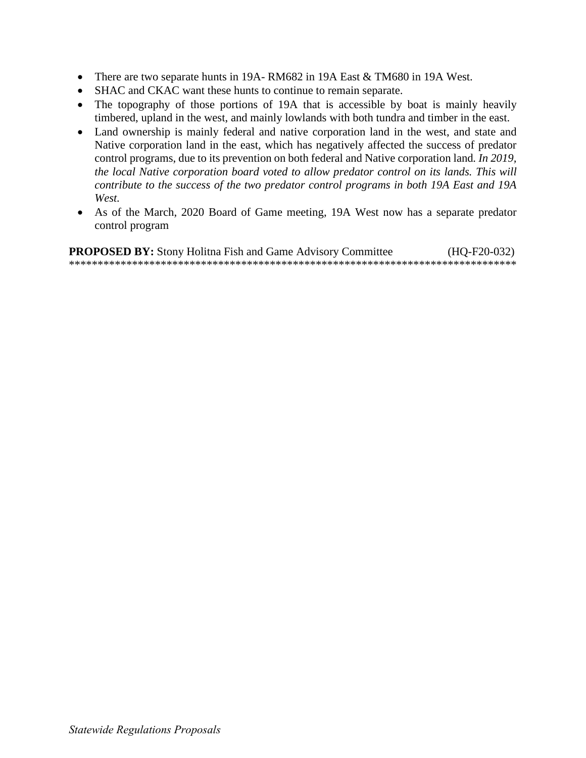- There are two separate hunts in 19A- RM682 in 19A East & TM680 in 19A West.
- SHAC and CKAC want these hunts to continue to remain separate.
- The topography of those portions of 19A that is accessible by boat is mainly heavily timbered, upland in the west, and mainly lowlands with both tundra and timber in the east.
- Land ownership is mainly federal and native corporation land in the west, and state and Native corporation land in the east, which has negatively affected the success of predator control programs, due to its prevention on both federal and Native corporation land. *In 2019, the local Native corporation board voted to allow predator control on its lands. This will contribute to the success of the two predator control programs in both 19A East and 19A West.*
- As of the March, 2020 Board of Game meeting, 19A West now has a separate predator control program

**PROPOSED BY:** Stony Holitna Fish and Game Advisory Committee (HQ-F20-032)

******************************************************************************